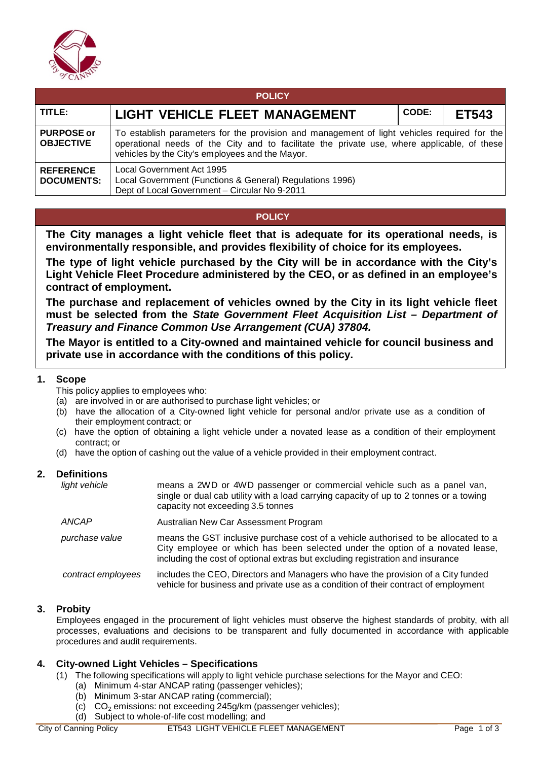| POLICY | | | |
|---|---|---|---|
| **TITLE:** | **LIGHT VEHICLE FLEET MANAGEMENT** | **CODE:** | **ET543** |
| **PURPOSE or OBJECTIVE** | To establish parameters for the provision and management of light vehicles required for the operational needs of the City and to facilitate the private use, where applicable, of these vehicles by the City's employees and the Mayor. | | |
| **REFERENCE DOCUMENTS:** | Local Government Act 1995<br>Local Government (Functions & General) Regulations 1996)<br>Dept of Local Government – Circular No 9-2011 | | |

## POLICY

**The City manages a light vehicle fleet that is adequate for its operational needs, is environmentally responsible, and provides flexibility of choice for its employees.**

**The type of light vehicle purchased by the City will be in accordance with the City's Light Vehicle Fleet Procedure administered by the CEO, or as defined in an employee's contract of employment.**

**The purchase and replacement of vehicles owned by the City in its light vehicle fleet must be selected from the *State Government Fleet Acquisition List – Department of Treasury and Finance Common Use Arrangement (CUA) 37804.***

**The Mayor is entitled to a City-owned and maintained vehicle for council business and private use in accordance with the conditions of this policy.**

## 1. Scope

This policy applies to employees who:

(a) are involved in or are authorised to purchase light vehicles; or
(b) have the allocation of a City-owned light vehicle for personal and/or private use as a condition of their employment contract; or
(c) have the option of obtaining a light vehicle under a novated lease as a condition of their employment contract; or
(d) have the option of cashing out the value of a vehicle provided in their employment contract.

## 2. Definitions

| | |
|---|---|
| *light vehicle* | means a 2WD or 4WD passenger or commercial vehicle such as a panel van, single or dual cab utility with a load carrying capacity of up to 2 tonnes or a towing capacity not exceeding 3.5 tonnes |
| *ANCAP* | Australian New Car Assessment Program |
| *purchase value* | means the GST inclusive purchase cost of a vehicle authorised to be allocated to a City employee or which has been selected under the option of a novated lease, including the cost of optional extras but excluding registration and insurance |
| *contract employees* | includes the CEO, Directors and Managers who have the provision of a City funded vehicle for business and private use as a condition of their contract of employment |

## 3. Probity

Employees engaged in the procurement of light vehicles must observe the highest standards of probity, with all processes, evaluations and decisions to be transparent and fully documented in accordance with applicable procedures and audit requirements.

## 4. City-owned Light Vehicles – Specifications

(1) The following specifications will apply to light vehicle purchase selections for the Mayor and CEO:

(a) Minimum 4-star ANCAP rating (passenger vehicles);
(b) Minimum 3-star ANCAP rating (commercial);
(c) $CO_2$ emissions: not exceeding 245g/km (passenger vehicles);
(d) Subject to whole-of-life cost modelling; and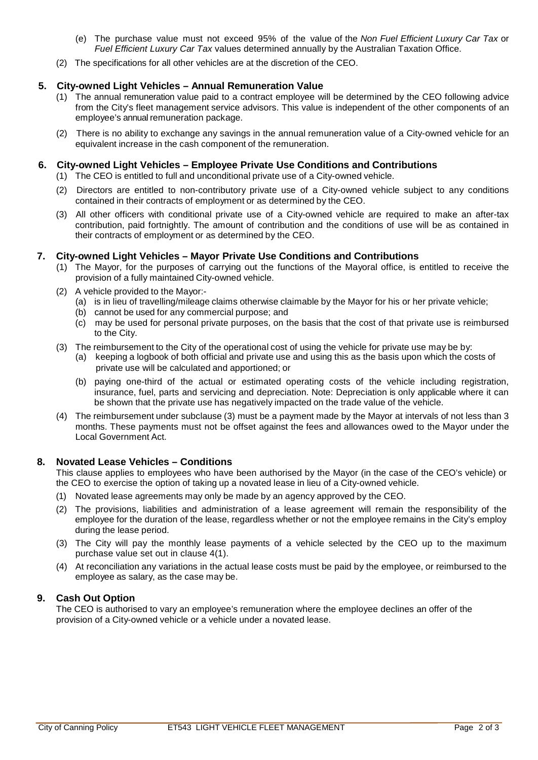(e) The purchase value must not exceed 95% of the value of the *Non Fuel Efficient Luxury Car Tax* or *Fuel Efficient Luxury Car Tax* values determined annually by the Australian Taxation Office.

(2) The specifications for all other vehicles are at the discretion of the CEO.

## 5. City-owned Light Vehicles – Annual Remuneration Value

(1) The annual remuneration value paid to a contract employee will be determined by the CEO following advice from the City's fleet management service advisors. This value is independent of the other components of an employee's annual remuneration package.

(2) There is no ability to exchange any savings in the annual remuneration value of a City-owned vehicle for an equivalent increase in the cash component of the remuneration.

## 6. City-owned Light Vehicles – Employee Private Use Conditions and Contributions

(1) The CEO is entitled to full and unconditional private use of a City-owned vehicle.

(2) Directors are entitled to non-contributory private use of a City-owned vehicle subject to any conditions contained in their contracts of employment or as determined by the CEO.

(3) All other officers with conditional private use of a City-owned vehicle are required to make an after-tax contribution, paid fortnightly. The amount of contribution and the conditions of use will be as contained in their contracts of employment or as determined by the CEO.

## 7. City-owned Light Vehicles – Mayor Private Use Conditions and Contributions

(1) The Mayor, for the purposes of carrying out the functions of the Mayoral office, is entitled to receive the provision of a fully maintained City-owned vehicle.

(2) A vehicle provided to the Mayor:-

- (a) is in lieu of travelling/mileage claims otherwise claimable by the Mayor for his or her private vehicle;
- (b) cannot be used for any commercial purpose; and
- (c) may be used for personal private purposes, on the basis that the cost of that private use is reimbursed to the City.

(3) The reimbursement to the City of the operational cost of using the vehicle for private use may be by:

- (a) keeping a logbook of both official and private use and using this as the basis upon which the costs of private use will be calculated and apportioned; or
- (b) paying one-third of the actual or estimated operating costs of the vehicle including registration, insurance, fuel, parts and servicing and depreciation. Note: Depreciation is only applicable where it can be shown that the private use has negatively impacted on the trade value of the vehicle.

(4) The reimbursement under subclause (3) must be a payment made by the Mayor at intervals of not less than 3 months. These payments must not be offset against the fees and allowances owed to the Mayor under the Local Government Act.

## 8. Novated Lease Vehicles – Conditions

This clause applies to employees who have been authorised by the Mayor (in the case of the CEO's vehicle) or the CEO to exercise the option of taking up a novated lease in lieu of a City-owned vehicle.

(1) Novated lease agreements may only be made by an agency approved by the CEO.

(2) The provisions, liabilities and administration of a lease agreement will remain the responsibility of the employee for the duration of the lease, regardless whether or not the employee remains in the City's employ during the lease period.

(3) The City will pay the monthly lease payments of a vehicle selected by the CEO up to the maximum purchase value set out in clause 4(1).

(4) At reconciliation any variations in the actual lease costs must be paid by the employee, or reimbursed to the employee as salary, as the case may be.

## 9. Cash Out Option

The CEO is authorised to vary an employee's remuneration where the employee declines an offer of the provision of a City-owned vehicle or a vehicle under a novated lease.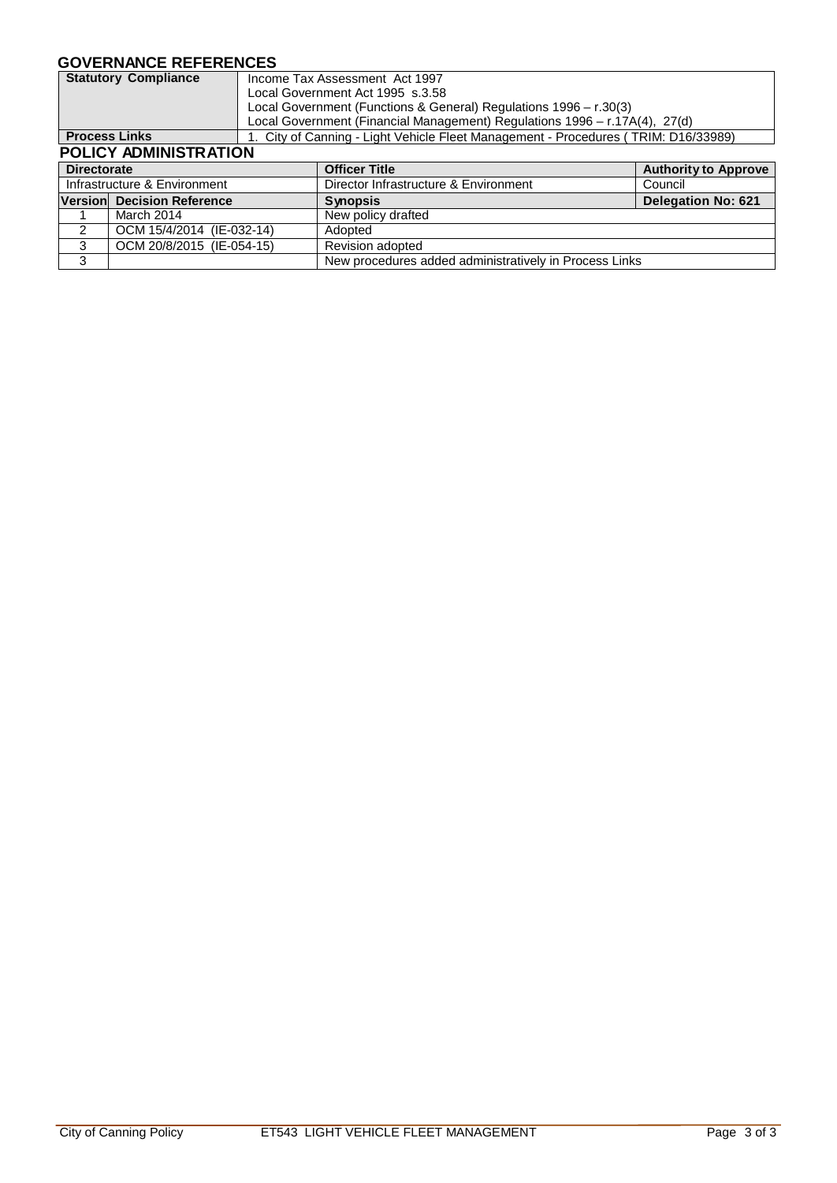## GOVERNANCE REFERENCES

| | |
|---|---|
| **Statutory Compliance** | Income Tax Assessment Act 1997<br>Local Government Act 1995 s.3.58<br>Local Government (Functions & General) Regulations 1996 – r.30(3)<br>Local Government (Financial Management) Regulations 1996 – r.17A(4), 27(d) |
| **Process Links** | 1. City of Canning - Light Vehicle Fleet Management - Procedures ( TRIM: D16/33989) |

## POLICY ADMINISTRATION

| **Directorate** | | **Officer Title** | **Authority to Approve** |
|---|---|---|---|
| Infrastructure & Environment | | Director Infrastructure & Environment | Council |
| **Version** | **Decision Reference** | **Synopsis** | **Delegation No: 621** |
| 1 | March 2014 | New policy drafted | |
| 2 | OCM 15/4/2014 (IE-032-14) | Adopted | |
| 3 | OCM 20/8/2015 (IE-054-15) | Revision adopted | |
| 3 | | New procedures added administratively in Process Links | |